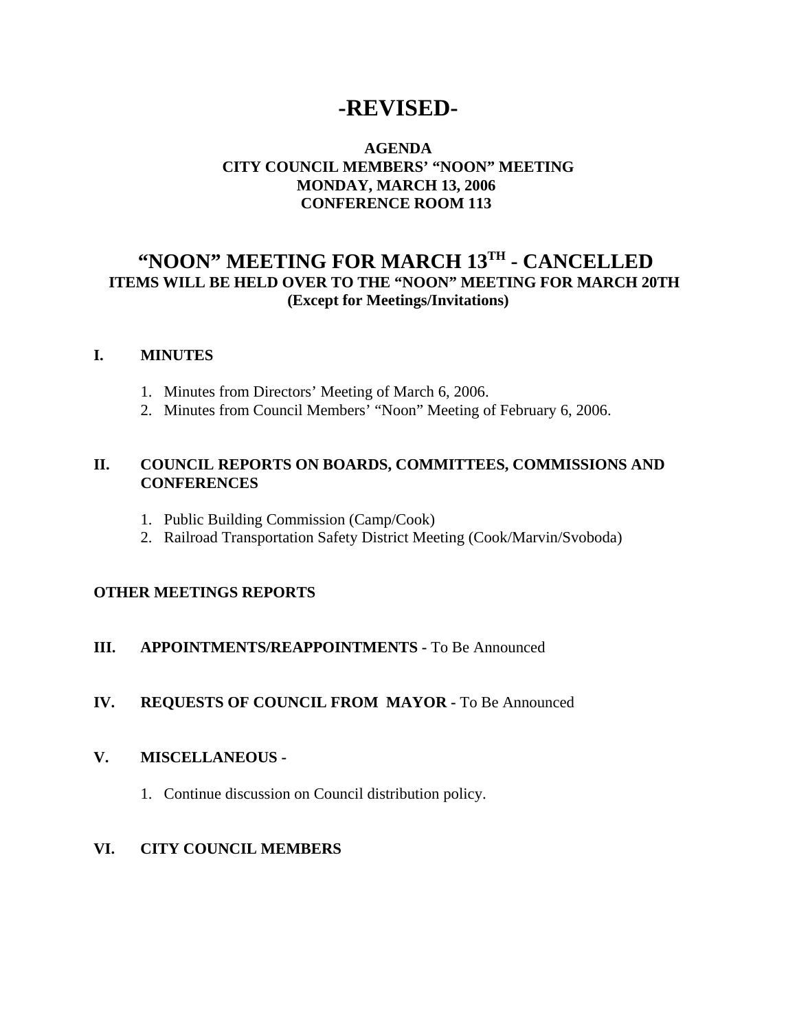# -REVISED-

**AGENDA**
**CITY COUNCIL MEMBERS' "NOON" MEETING**
**MONDAY, MARCH 13, 2006**
**CONFERENCE ROOM 113**

## "NOON" MEETING FOR MARCH 13TH - CANCELLED

**ITEMS WILL BE HELD OVER TO THE "NOON" MEETING FOR MARCH 20TH**
**(Except for Meetings/Invitations)**

**I. MINUTES**

1. Minutes from Directors' Meeting of March 6, 2006.
2. Minutes from Council Members' "Noon" Meeting of February 6, 2006.

**II. COUNCIL REPORTS ON BOARDS, COMMITTEES, COMMISSIONS AND CONFERENCES**

1. Public Building Commission (Camp/Cook)
2. Railroad Transportation Safety District Meeting (Cook/Marvin/Svoboda)

**OTHER MEETINGS REPORTS**

**III. APPOINTMENTS/REAPPOINTMENTS -** To Be Announced

**IV. REQUESTS OF COUNCIL FROM MAYOR -** To Be Announced

**V. MISCELLANEOUS -**

1. Continue discussion on Council distribution policy.

**VI. CITY COUNCIL MEMBERS**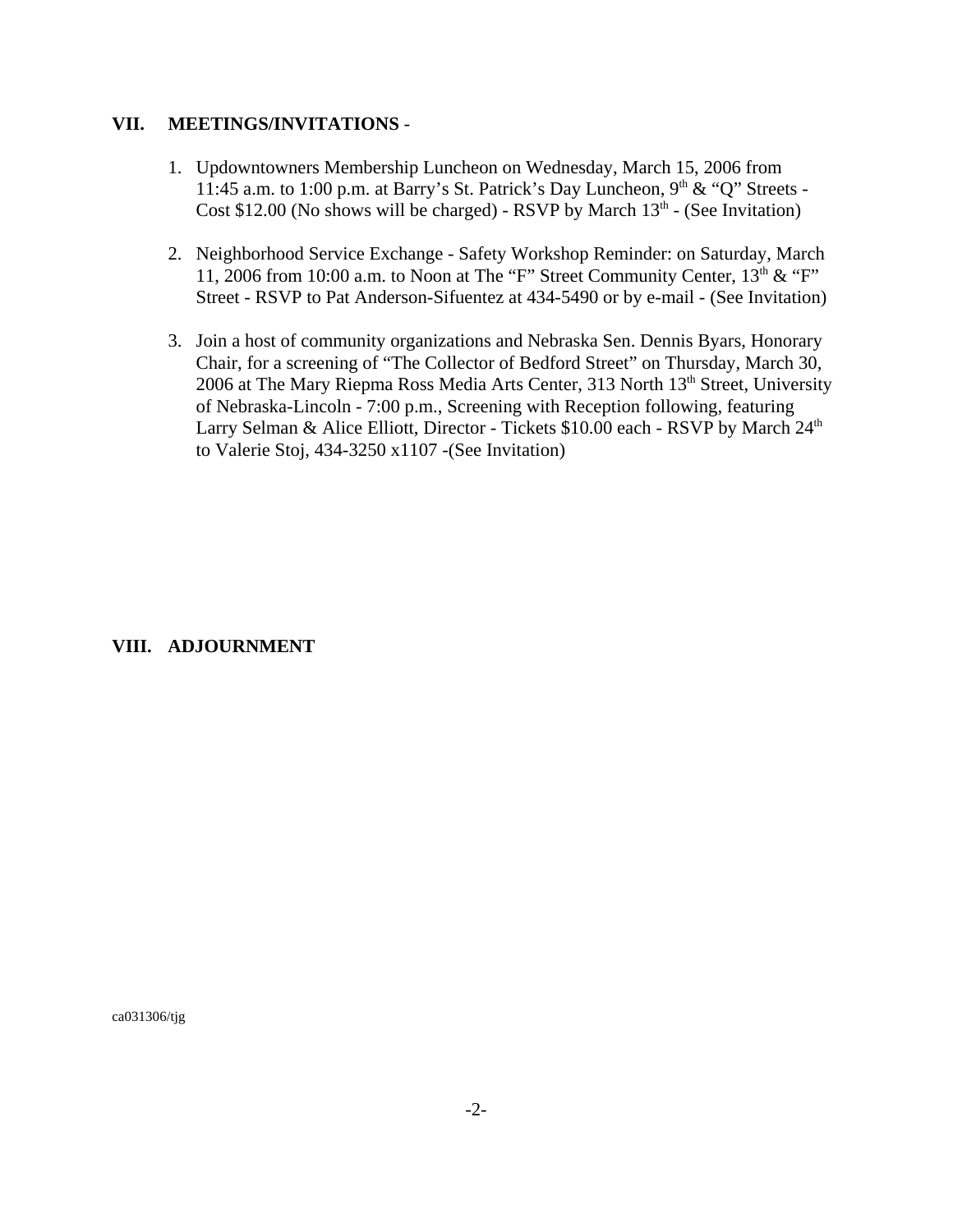**VII. MEETINGS/INVITATIONS** -

1. Updowntowners Membership Luncheon on Wednesday, March 15, 2006 from 11:45 a.m. to 1:00 p.m. at Barry's St. Patrick's Day Luncheon, 9th & "Q" Streets - Cost $12.00 (No shows will be charged) - RSVP by March 13th - (See Invitation)

2. Neighborhood Service Exchange - Safety Workshop Reminder: on Saturday, March 11, 2006 from 10:00 a.m. to Noon at The "F" Street Community Center, 13th & "F" Street - RSVP to Pat Anderson-Sifuentez at 434-5490 or by e-mail - (See Invitation)

3. Join a host of community organizations and Nebraska Sen. Dennis Byars, Honorary Chair, for a screening of "The Collector of Bedford Street" on Thursday, March 30, 2006 at The Mary Riepma Ross Media Arts Center, 313 North 13th Street, University of Nebraska-Lincoln - 7:00 p.m., Screening with Reception following, featuring Larry Selman & Alice Elliott, Director - Tickets $10.00 each - RSVP by March 24th to Valerie Stoj, 434-3250 x1107 -(See Invitation)

**VIII. ADJOURNMENT**

ca031306/tjg